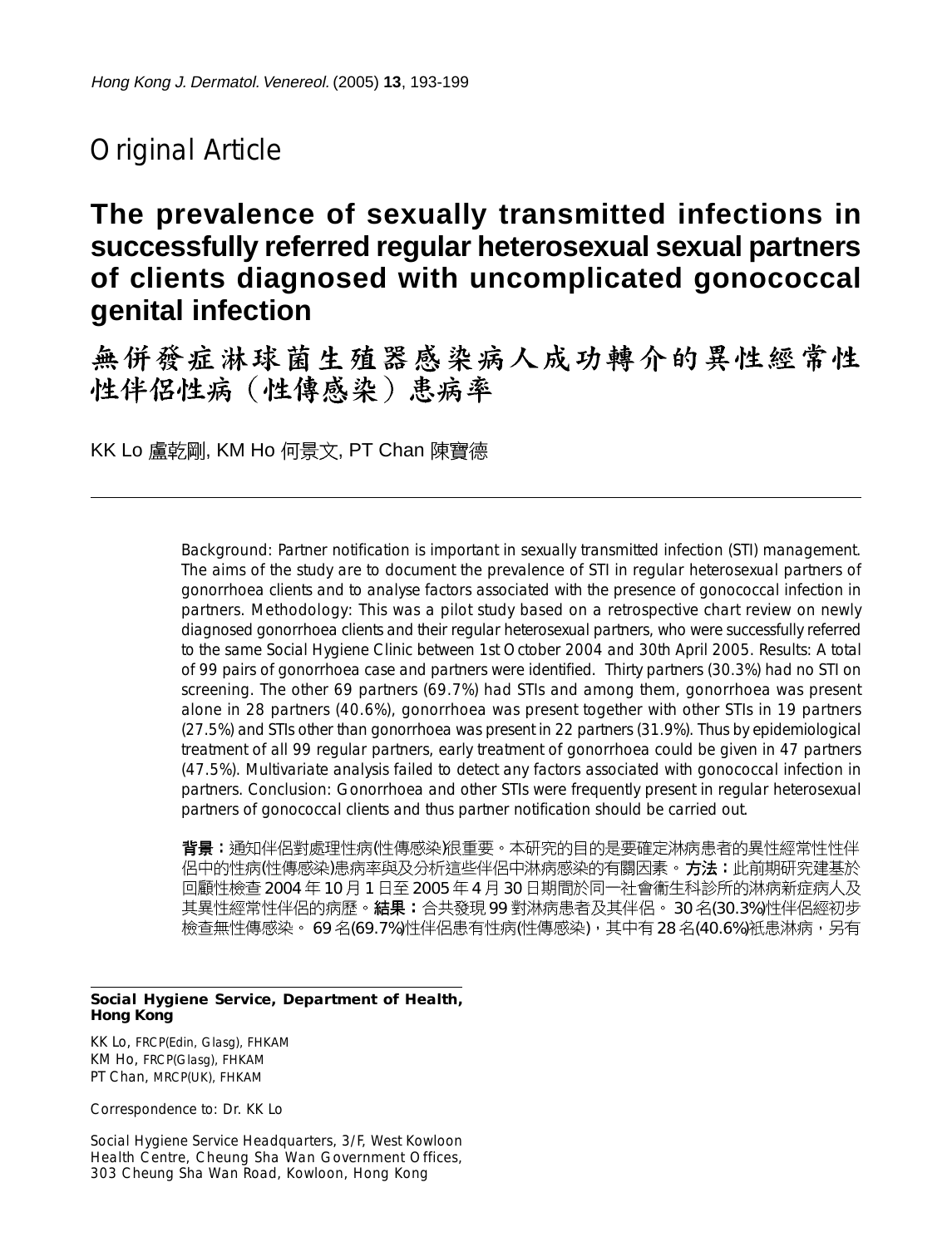Original Article

# The prevalence of sexually transmitted infections in successfully referred regular heterosexual sexual partners of clients diagnosed with uncomplicated gonococcal genital infection

# 無併發症淋球菌生殖器感染病人成功轉介的異性經常性性伴侶性病（性傳感染）患病率

KK Lo 盧乾剛, KM Ho 何景文, PT Chan 陳寶德

Background: Partner notification is important in sexually transmitted infection (STI) management. The aims of the study are to document the prevalence of STI in regular heterosexual partners of gonorrhoea clients and to analyse factors associated with the presence of gonococcal infection in partners. Methodology: This was a pilot study based on a retrospective chart review on newly diagnosed gonorrhoea clients and their regular heterosexual partners, who were successfully referred to the same Social Hygiene Clinic between 1st October 2004 and 30th April 2005. Results: A total of 99 pairs of gonorrhoea case and partners were identified. Thirty partners (30.3%) had no STI on screening. The other 69 partners (69.7%) had STIs and among them, gonorrhoea was present alone in 28 partners (40.6%), gonorrhoea was present together with other STIs in 19 partners (27.5%) and STIs other than gonorrhoea was present in 22 partners (31.9%). Thus by epidemiological treatment of all 99 regular partners, early treatment of gonorrhoea could be given in 47 partners (47.5%). Multivariate analysis failed to detect any factors associated with gonococcal infection in partners. Conclusion: Gonorrhoea and other STIs were frequently present in regular heterosexual partners of gonococcal clients and thus partner notification should be carried out.

**背景：**通知伴侶對處理性病(性傳感染)很重要。本研究的目的是要確定淋病患者的異性經常性性伴侶中的性病(性傳感染)患病率與及分析這些伴侶中淋病感染的有關因素。**方法：**此前期研究建基於回顧性檢查2004年10月1日至2005年4月30日期間於同一社會衛生科診所的淋病新症病人及其異性經常性性伴侶的病歷。**結果：**合共發現99對淋病患者及其伴侶。30名(30.3%)性伴侶經初步檢查無性傳感染。69名(69.7%)性伴侶患有性病(性傳感染)，其中有28名(40.6%)祇患淋病，另有

**Social Hygiene Service, Department of Health, Hong Kong**

KK Lo, FRCP(Edin, Glasg), FHKAM
KM Ho, FRCP(Glasg), FHKAM
PT Chan, MRCP(UK), FHKAM

Correspondence to: Dr. KK Lo

Social Hygiene Service Headquarters, 3/F, West Kowloon Health Centre, Cheung Sha Wan Government Offices, 303 Cheung Sha Wan Road, Kowloon, Hong Kong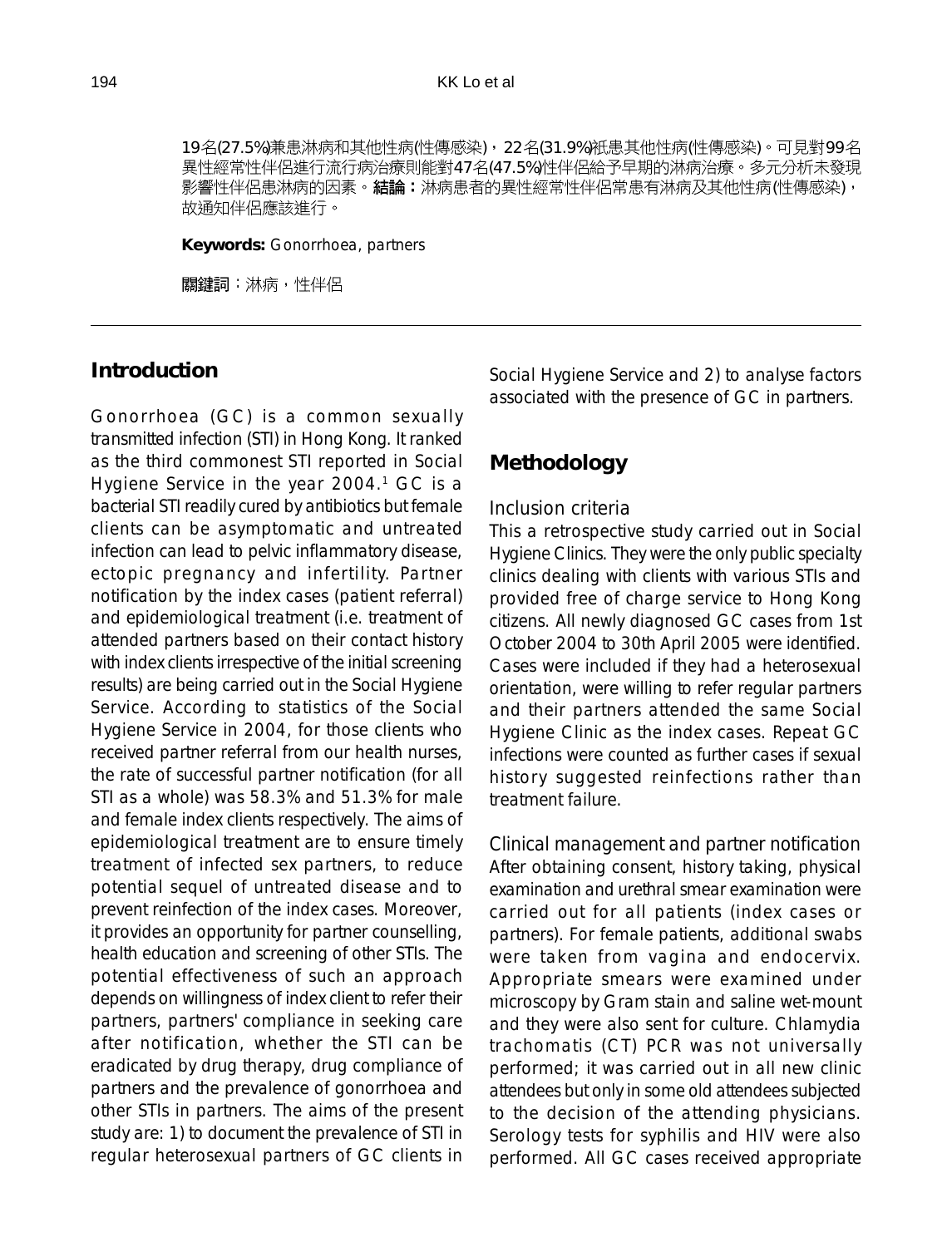19名(27.5%)兼患淋病和其他性病(性傳感染)，22名(31.9%)祇患其他性病(性傳感染)。可見對99名異性經常性伴侶進行流行病治療則能對47名(47.5%)性伴侶給予早期的淋病治療。多元分析未發現影響性伴侶患淋病的因素。**結論：**淋病患者的異性經常性伴侶常患有淋病及其他性病(性傳感染)，故通知伴侶應該進行。

**Keywords:** Gonorrhoea, partners

**關鍵詞**：淋病，性伴侶

## Introduction

Gonorrhoea (GC) is a common sexually transmitted infection (STI) in Hong Kong. It ranked as the third commonest STI reported in Social Hygiene Service in the year 2004.[1] GC is a bacterial STI readily cured by antibiotics but female clients can be asymptomatic and untreated infection can lead to pelvic inflammatory disease, ectopic pregnancy and infertility. Partner notification by the index cases (patient referral) and epidemiological treatment (i.e. treatment of attended partners based on their contact history with index clients irrespective of the initial screening results) are being carried out in the Social Hygiene Service. According to statistics of the Social Hygiene Service in 2004, for those clients who received partner referral from our health nurses, the rate of successful partner notification (for all STI as a whole) was 58.3% and 51.3% for male and female index clients respectively. The aims of epidemiological treatment are to ensure timely treatment of infected sex partners, to reduce potential sequel of untreated disease and to prevent reinfection of the index cases. Moreover, it provides an opportunity for partner counselling, health education and screening of other STIs. The potential effectiveness of such an approach depends on willingness of index client to refer their partners, partners' compliance in seeking care after notification, whether the STI can be eradicated by drug therapy, drug compliance of partners and the prevalence of gonorrhoea and other STIs in partners. The aims of the present study are: 1) to document the prevalence of STI in regular heterosexual partners of GC clients in Social Hygiene Service and 2) to analyse factors associated with the presence of GC in partners.

## Methodology

### Inclusion criteria

This a retrospective study carried out in Social Hygiene Clinics. They were the only public specialty clinics dealing with clients with various STIs and provided free of charge service to Hong Kong citizens. All newly diagnosed GC cases from 1st October 2004 to 30th April 2005 were identified. Cases were included if they had a heterosexual orientation, were willing to refer regular partners and their partners attended the same Social Hygiene Clinic as the index cases. Repeat GC infections were counted as further cases if sexual history suggested reinfections rather than treatment failure.

### Clinical management and partner notification

After obtaining consent, history taking, physical examination and urethral smear examination were carried out for all patients (index cases or partners). For female patients, additional swabs were taken from vagina and endocervix. Appropriate smears were examined under microscopy by Gram stain and saline wet-mount and they were also sent for culture. Chlamydia trachomatis (CT) PCR was not universally performed; it was carried out in all new clinic attendees but only in some old attendees subjected to the decision of the attending physicians. Serology tests for syphilis and HIV were also performed. All GC cases received appropriate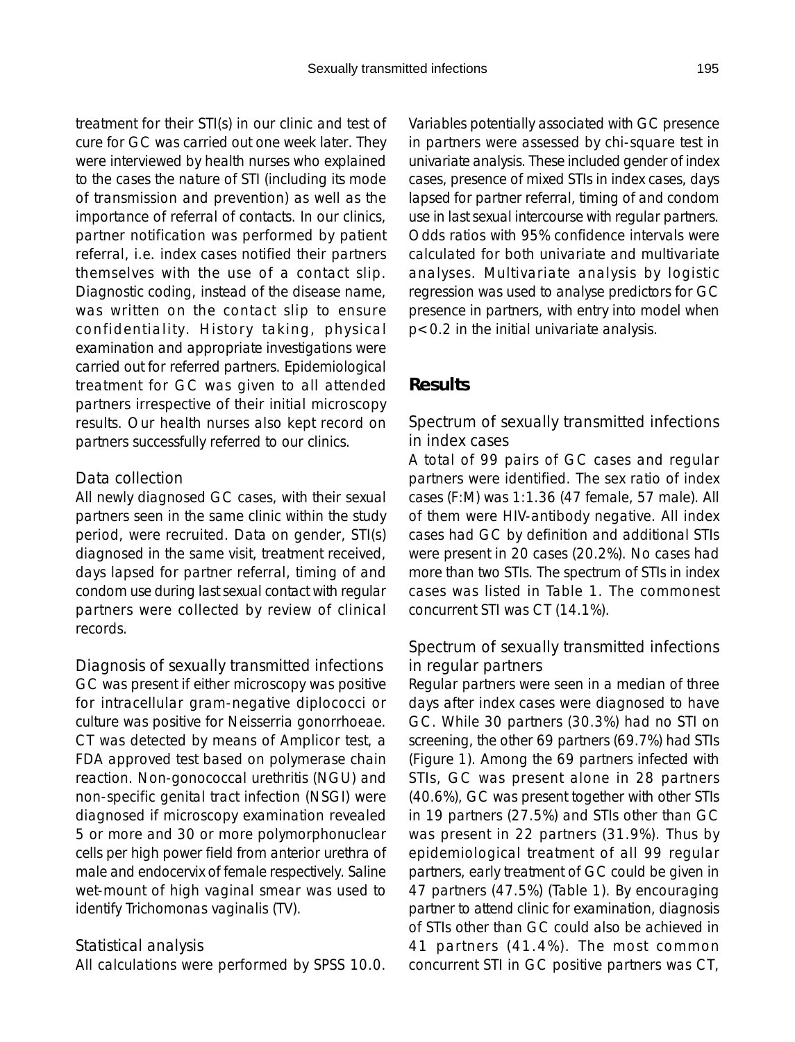treatment for their STI(s) in our clinic and test of cure for GC was carried out one week later. They were interviewed by health nurses who explained to the cases the nature of STI (including its mode of transmission and prevention) as well as the importance of referral of contacts. In our clinics, partner notification was performed by patient referral, i.e. index cases notified their partners themselves with the use of a contact slip. Diagnostic coding, instead of the disease name, was written on the contact slip to ensure confidentiality. History taking, physical examination and appropriate investigations were carried out for referred partners. Epidemiological treatment for GC was given to all attended partners irrespective of their initial microscopy results. Our health nurses also kept record on partners successfully referred to our clinics.

### Data collection

All newly diagnosed GC cases, with their sexual partners seen in the same clinic within the study period, were recruited. Data on gender, STI(s) diagnosed in the same visit, treatment received, days lapsed for partner referral, timing of and condom use during last sexual contact with regular partners were collected by review of clinical records.

### Diagnosis of sexually transmitted infections

GC was present if either microscopy was positive for intracellular gram-negative diplococci or culture was positive for Neisserria gonorrhoeae. CT was detected by means of Amplicor test, a FDA approved test based on polymerase chain reaction. Non-gonococcal urethritis (NGU) and non-specific genital tract infection (NSGI) were diagnosed if microscopy examination revealed 5 or more and 30 or more polymorphonuclear cells per high power field from anterior urethra of male and endocervix of female respectively. Saline wet-mount of high vaginal smear was used to identify Trichomonas vaginalis (TV).

### Statistical analysis

All calculations were performed by SPSS 10.0. Variables potentially associated with GC presence in partners were assessed by chi-square test in univariate analysis. These included gender of index cases, presence of mixed STIs in index cases, days lapsed for partner referral, timing of and condom use in last sexual intercourse with regular partners. Odds ratios with 95% confidence intervals were calculated for both univariate and multivariate analyses. Multivariate analysis by logistic regression was used to analyse predictors for GC presence in partners, with entry into model when $p<0.2$ in the initial univariate analysis.

## Results

### Spectrum of sexually transmitted infections in index cases

A total of 99 pairs of GC cases and regular partners were identified. The sex ratio of index cases (F:M) was 1:1.36 (47 female, 57 male). All of them were HIV-antibody negative. All index cases had GC by definition and additional STIs were present in 20 cases (20.2%). No cases had more than two STIs. The spectrum of STIs in index cases was listed in Table 1. The commonest concurrent STI was CT (14.1%).

### Spectrum of sexually transmitted infections in regular partners

Regular partners were seen in a median of three days after index cases were diagnosed to have GC. While 30 partners (30.3%) had no STI on screening, the other 69 partners (69.7%) had STIs (Figure 1). Among the 69 partners infected with STIs, GC was present alone in 28 partners (40.6%), GC was present together with other STIs in 19 partners (27.5%) and STIs other than GC was present in 22 partners (31.9%). Thus by epidemiological treatment of all 99 regular partners, early treatment of GC could be given in 47 partners (47.5%) (Table 1). By encouraging partner to attend clinic for examination, diagnosis of STIs other than GC could also be achieved in 41 partners (41.4%). The most common concurrent STI in GC positive partners was CT,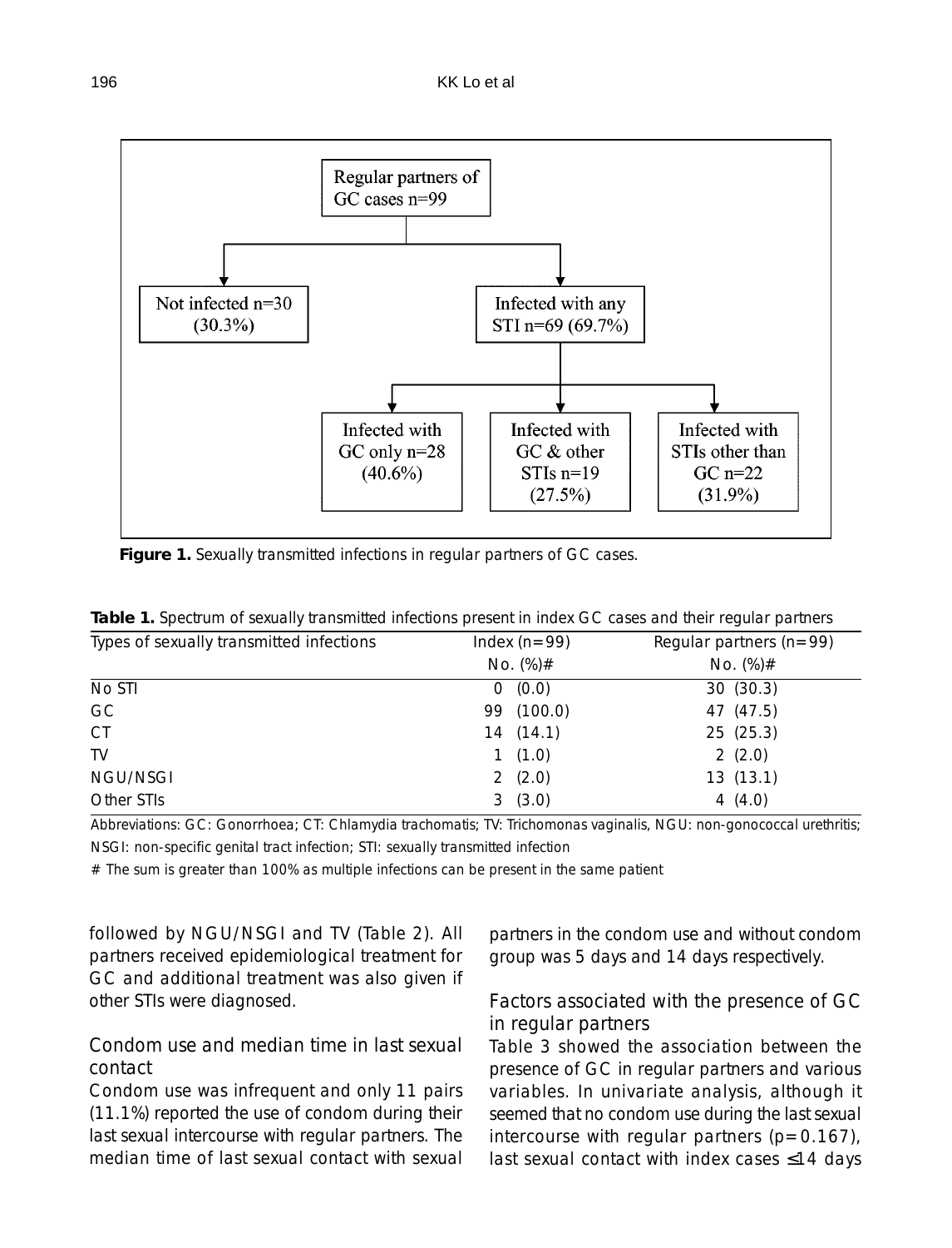Regular partners of GC cases n=99

- Not infected n=30 (30.3%)
- Infected with any STI n=69 (69.7%)
  - Infected with GC only n=28 (40.6%)
  - Infected with GC & other STIs n=19 (27.5%)
  - Infected with STIs other than GC n=22 (31.9%)

**Figure 1.** Sexually transmitted infections in regular partners of GC cases.

**Table 1.** Spectrum of sexually transmitted infections present in index GC cases and their regular partners

| Types of sexually transmitted infections | Index (n=99) | Regular partners (n=99) |
|---|---|---|
| | No. (%)# | No. (%)# |
| No STI | 0 (0.0) | 30 (30.3) |
| GC | 99 (100.0) | 47 (47.5) |
| CT | 14 (14.1) | 25 (25.3) |
| TV | 1 (1.0) | 2 (2.0) |
| NGU/NSGI | 2 (2.0) | 13 (13.1) |
| Other STIs | 3 (3.0) | 4 (4.0) |

Abbreviations: GC: Gonorrhoea; CT: Chlamydia trachomatis; TV: Trichomonas vaginalis, NGU: non-gonococcal urethritis; NSGI: non-specific genital tract infection; STI: sexually transmitted infection

# The sum is greater than 100% as multiple infections can be present in the same patient

followed by NGU/NSGI and TV (Table 2). All partners received epidemiological treatment for GC and additional treatment was also given if other STIs were diagnosed.

## Condom use and median time in last sexual contact

Condom use was infrequent and only 11 pairs (11.1%) reported the use of condom during their last sexual intercourse with regular partners. The median time of last sexual contact with sexual partners in the condom use and without condom group was 5 days and 14 days respectively.

## Factors associated with the presence of GC in regular partners

Table 3 showed the association between the presence of GC in regular partners and various variables. In univariate analysis, although it seemed that no condom use during the last sexual intercourse with regular partners ($p=0.167$), last sexual contact with index cases ≤14 days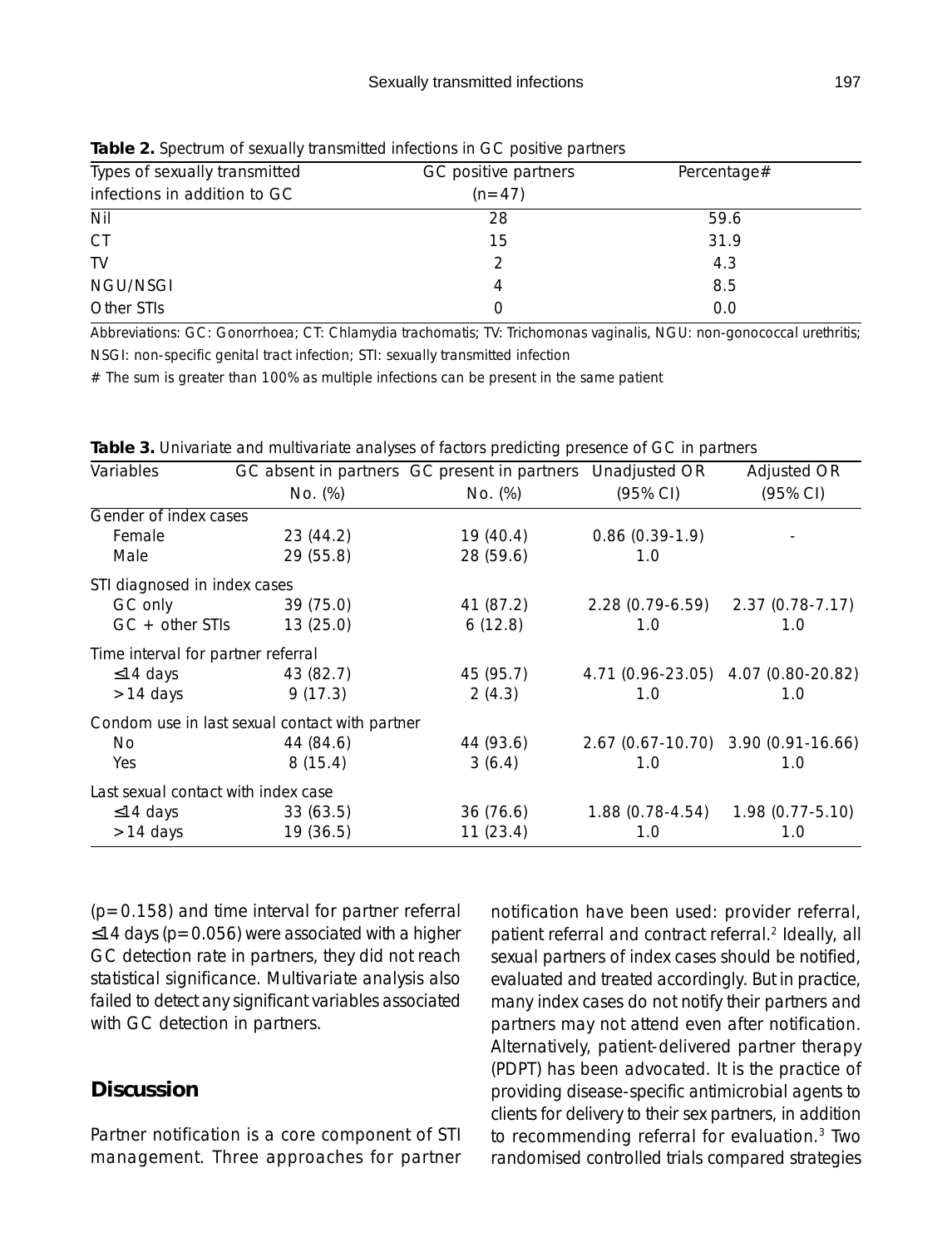**Table 2.** Spectrum of sexually transmitted infections in GC positive partners

| Types of sexually transmitted infections in addition to GC | GC positive partners (n=47) | Percentage# |
|---|---|---|
| Nil | 28 | 59.6 |
| CT | 15 | 31.9 |
| TV | 2 | 4.3 |
| NGU/NSGI | 4 | 8.5 |
| Other STIs | 0 | 0.0 |

Abbreviations: GC: Gonorrhoea; CT: Chlamydia trachomatis; TV: Trichomonas vaginalis, NGU: non-gonococcal urethritis; NSGI: non-specific genital tract infection; STI: sexually transmitted infection

# The sum is greater than 100% as multiple infections can be present in the same patient

**Table 3.** Univariate and multivariate analyses of factors predicting presence of GC in partners

| Variables | GC absent in partners No. (%) | GC present in partners No. (%) | Unadjusted OR (95% CI) | Adjusted OR (95% CI) |
|---|---|---|---|---|
| Gender of index cases | | | | |
| Female | 23 (44.2) | 19 (40.4) | 0.86 (0.39-1.9) | - |
| Male | 29 (55.8) | 28 (59.6) | 1.0 | |
| STI diagnosed in index cases | | | | |
| GC only | 39 (75.0) | 41 (87.2) | 2.28 (0.79-6.59) | 2.37 (0.78-7.17) |
| GC + other STIs | 13 (25.0) | 6 (12.8) | 1.0 | 1.0 |
| Time interval for partner referral | | | | |
| ≤14 days | 43 (82.7) | 45 (95.7) | 4.71 (0.96-23.05) | 4.07 (0.80-20.82) |
| >14 days | 9 (17.3) | 2 (4.3) | 1.0 | 1.0 |
| Condom use in last sexual contact with partner | | | | |
| No | 44 (84.6) | 44 (93.6) | 2.67 (0.67-10.70) | 3.90 (0.91-16.66) |
| Yes | 8 (15.4) | 3 (6.4) | 1.0 | 1.0 |
| Last sexual contact with index case | | | | |
| ≤14 days | 33 (63.5) | 36 (76.6) | 1.88 (0.78-4.54) | 1.98 (0.77-5.10) |
| >14 days | 19 (36.5) | 11 (23.4) | 1.0 | 1.0 |

($p=0.158$) and time interval for partner referral ≤14 days ($p=0.056$) were associated with a higher GC detection rate in partners, they did not reach statistical significance. Multivariate analysis also failed to detect any significant variables associated with GC detection in partners.

## Discussion

Partner notification is a core component of STI management. Three approaches for partner notification have been used: provider referral, patient referral and contract referral.[2] Ideally, all sexual partners of index cases should be notified, evaluated and treated accordingly. But in practice, many index cases do not notify their partners and partners may not attend even after notification. Alternatively, patient-delivered partner therapy (PDPT) has been advocated. It is the practice of providing disease-specific antimicrobial agents to clients for delivery to their sex partners, in addition to recommending referral for evaluation.[3] Two randomised controlled trials compared strategies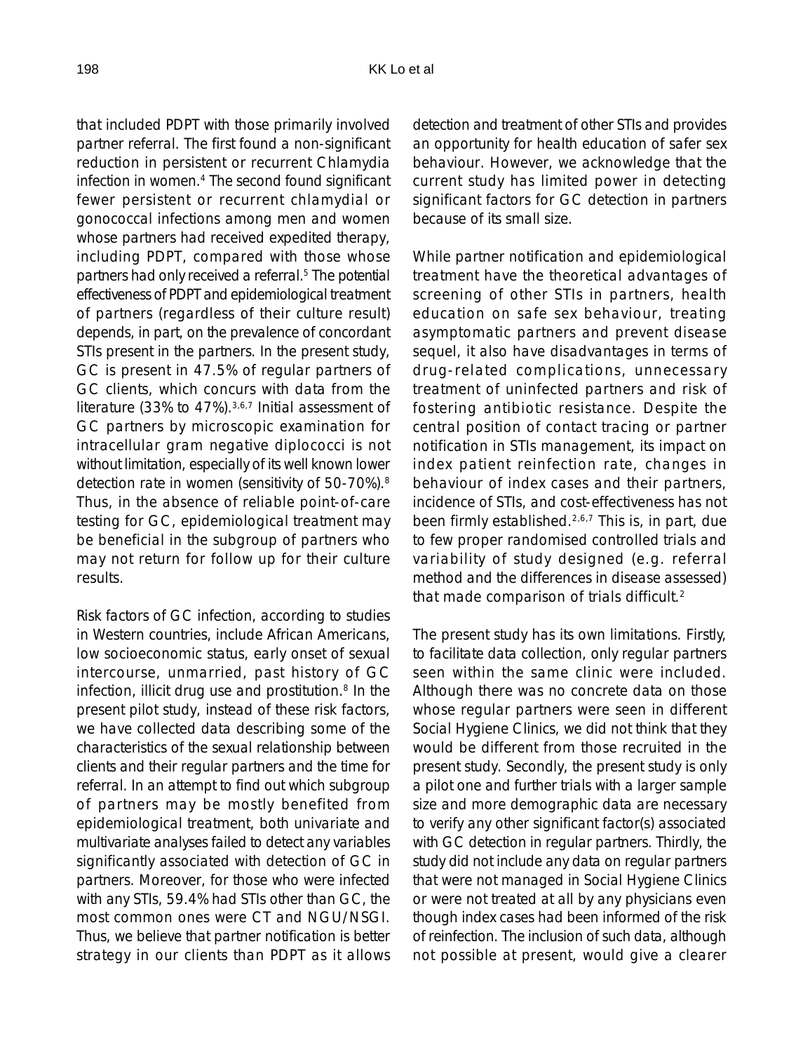that included PDPT with those primarily involved partner referral. The first found a non-significant reduction in persistent or recurrent Chlamydia infection in women.[4] The second found significant fewer persistent or recurrent chlamydial or gonococcal infections among men and women whose partners had received expedited therapy, including PDPT, compared with those whose partners had only received a referral.[5] The potential effectiveness of PDPT and epidemiological treatment of partners (regardless of their culture result) depends, in part, on the prevalence of concordant STIs present in the partners. In the present study, GC is present in 47.5% of regular partners of GC clients, which concurs with data from the literature (33% to 47%).[3,6,7] Initial assessment of GC partners by microscopic examination for intracellular gram negative diplococci is not without limitation, especially of its well known lower detection rate in women (sensitivity of 50-70%).[8] Thus, in the absence of reliable point-of-care testing for GC, epidemiological treatment may be beneficial in the subgroup of partners who may not return for follow up for their culture results.

Risk factors of GC infection, according to studies in Western countries, include African Americans, low socioeconomic status, early onset of sexual intercourse, unmarried, past history of GC infection, illicit drug use and prostitution.[8] In the present pilot study, instead of these risk factors, we have collected data describing some of the characteristics of the sexual relationship between clients and their regular partners and the time for referral. In an attempt to find out which subgroup of partners may be mostly benefited from epidemiological treatment, both univariate and multivariate analyses failed to detect any variables significantly associated with detection of GC in partners. Moreover, for those who were infected with any STIs, 59.4% had STIs other than GC, the most common ones were CT and NGU/NSGI. Thus, we believe that partner notification is better strategy in our clients than PDPT as it allows detection and treatment of other STIs and provides an opportunity for health education of safer sex behaviour. However, we acknowledge that the current study has limited power in detecting significant factors for GC detection in partners because of its small size.

While partner notification and epidemiological treatment have the theoretical advantages of screening of other STIs in partners, health education on safe sex behaviour, treating asymptomatic partners and prevent disease sequel, it also have disadvantages in terms of drug-related complications, unnecessary treatment of uninfected partners and risk of fostering antibiotic resistance. Despite the central position of contact tracing or partner notification in STIs management, its impact on index patient reinfection rate, changes in behaviour of index cases and their partners, incidence of STIs, and cost-effectiveness has not been firmly established.[2,6,7] This is, in part, due to few proper randomised controlled trials and variability of study designed (e.g. referral method and the differences in disease assessed) that made comparison of trials difficult.[2]

The present study has its own limitations. Firstly, to facilitate data collection, only regular partners seen within the same clinic were included. Although there was no concrete data on those whose regular partners were seen in different Social Hygiene Clinics, we did not think that they would be different from those recruited in the present study. Secondly, the present study is only a pilot one and further trials with a larger sample size and more demographic data are necessary to verify any other significant factor(s) associated with GC detection in regular partners. Thirdly, the study did not include any data on regular partners that were not managed in Social Hygiene Clinics or were not treated at all by any physicians even though index cases had been informed of the risk of reinfection. The inclusion of such data, although not possible at present, would give a clearer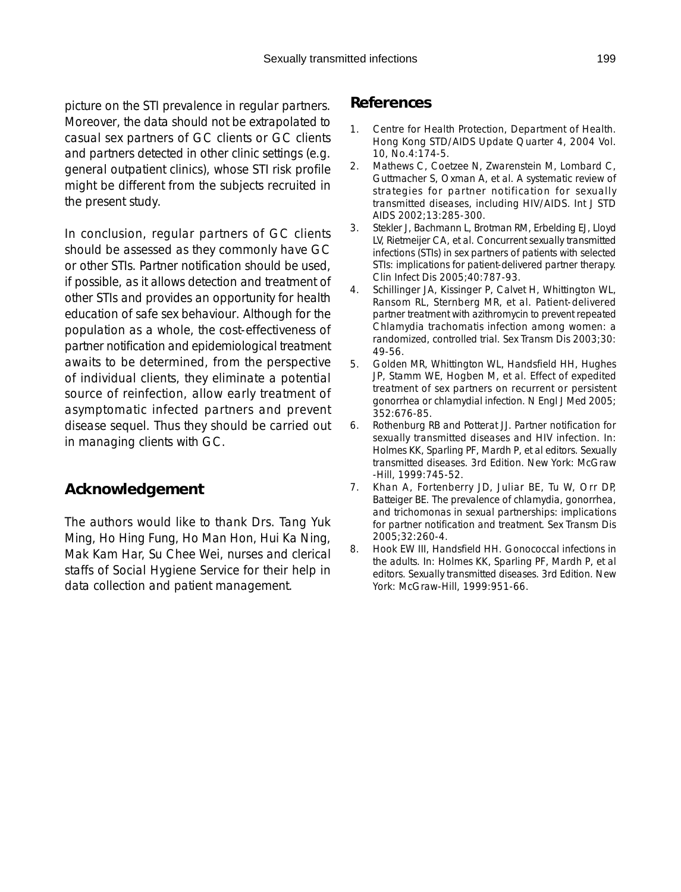picture on the STI prevalence in regular partners. Moreover, the data should not be extrapolated to casual sex partners of GC clients or GC clients and partners detected in other clinic settings (e.g. general outpatient clinics), whose STI risk profile might be different from the subjects recruited in the present study.

In conclusion, regular partners of GC clients should be assessed as they commonly have GC or other STIs. Partner notification should be used, if possible, as it allows detection and treatment of other STIs and provides an opportunity for health education of safe sex behaviour. Although for the population as a whole, the cost-effectiveness of partner notification and epidemiological treatment awaits to be determined, from the perspective of individual clients, they eliminate a potential source of reinfection, allow early treatment of asymptomatic infected partners and prevent disease sequel. Thus they should be carried out in managing clients with GC.

## Acknowledgement

The authors would like to thank Drs. Tang Yuk Ming, Ho Hing Fung, Ho Man Hon, Hui Ka Ning, Mak Kam Har, Su Chee Wei, nurses and clerical staffs of Social Hygiene Service for their help in data collection and patient management.

## References

1. Centre for Health Protection, Department of Health. Hong Kong STD/AIDS Update Quarter 4, 2004 Vol. 10, No.4:174-5.
2. Mathews C, Coetzee N, Zwarenstein M, Lombard C, Guttmacher S, Oxman A, et al. A systematic review of strategies for partner notification for sexually transmitted diseases, including HIV/AIDS. Int J STD AIDS 2002;13:285-300.
3. Stekler J, Bachmann L, Brotman RM, Erbelding EJ, Lloyd LV, Rietmeijer CA, et al. Concurrent sexually transmitted infections (STIs) in sex partners of patients with selected STIs: implications for patient-delivered partner therapy. Clin Infect Dis 2005;40:787-93.
4. Schillinger JA, Kissinger P, Calvet H, Whittington WL, Ransom RL, Sternberg MR, et al. Patient-delivered partner treatment with azithromycin to prevent repeated Chlamydia trachomatis infection among women: a randomized, controlled trial. Sex Transm Dis 2003;30: 49-56.
5. Golden MR, Whittington WL, Handsfield HH, Hughes JP, Stamm WE, Hogben M, et al. Effect of expedited treatment of sex partners on recurrent or persistent gonorrhea or chlamydial infection. N Engl J Med 2005; 352:676-85.
6. Rothenburg RB and Potterat JJ. Partner notification for sexually transmitted diseases and HIV infection. In: Holmes KK, Sparling PF, Mardh P, et al editors. Sexually transmitted diseases. 3rd Edition. New York: McGraw -Hill, 1999:745-52.
7. Khan A, Fortenberry JD, Juliar BE, Tu W, Orr DP, Batteiger BE. The prevalence of chlamydia, gonorrhea, and trichomonas in sexual partnerships: implications for partner notification and treatment. Sex Transm Dis 2005;32:260-4.
8. Hook EW III, Handsfield HH. Gonococcal infections in the adults. In: Holmes KK, Sparling PF, Mardh P, et al editors. Sexually transmitted diseases. 3rd Edition. New York: McGraw-Hill, 1999:951-66.